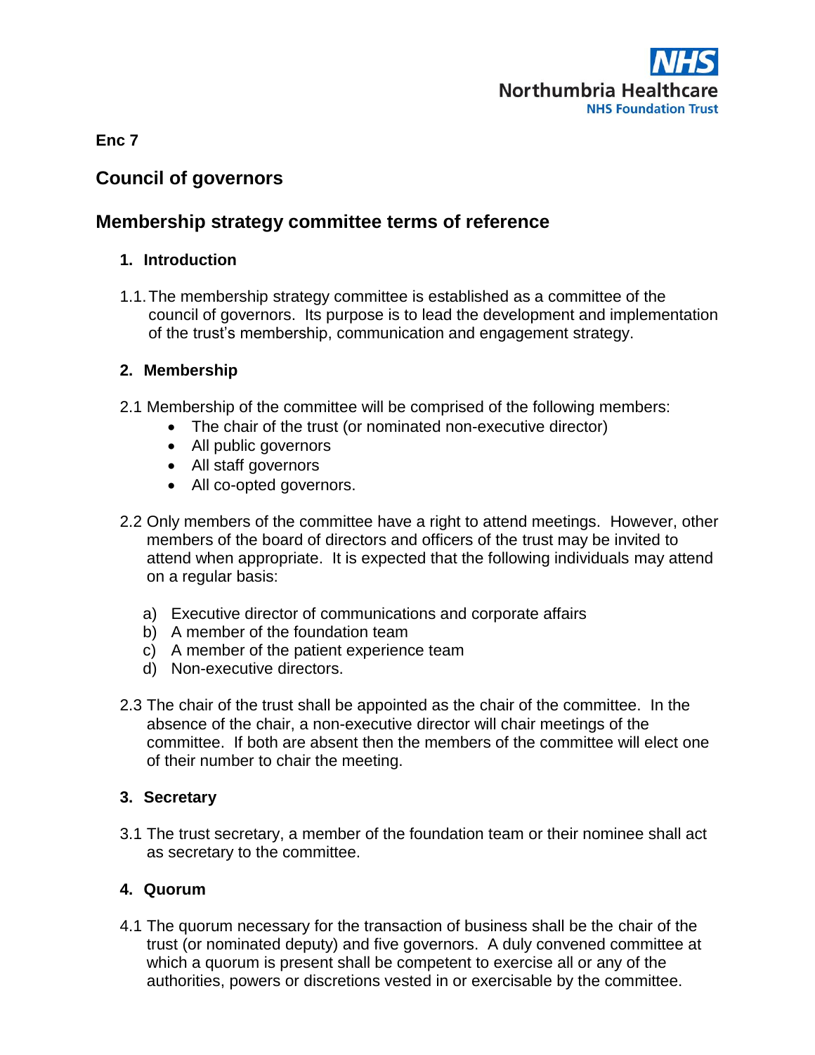NHS
Northumbria Healthcare
NHS Foundation Trust

**Enc 7**

# Council of governors

## Membership strategy committee terms of reference

### 1. Introduction

1.1. The membership strategy committee is established as a committee of the council of governors. Its purpose is to lead the development and implementation of the trust's membership, communication and engagement strategy.

### 2. Membership

2.1 Membership of the committee will be comprised of the following members:

- The chair of the trust (or nominated non-executive director)
- All public governors
- All staff governors
- All co-opted governors.

2.2 Only members of the committee have a right to attend meetings. However, other members of the board of directors and officers of the trust may be invited to attend when appropriate. It is expected that the following individuals may attend on a regular basis:

a) Executive director of communications and corporate affairs
b) A member of the foundation team
c) A member of the patient experience team
d) Non-executive directors.

2.3 The chair of the trust shall be appointed as the chair of the committee. In the absence of the chair, a non-executive director will chair meetings of the committee. If both are absent then the members of the committee will elect one of their number to chair the meeting.

### 3. Secretary

3.1 The trust secretary, a member of the foundation team or their nominee shall act as secretary to the committee.

### 4. Quorum

4.1 The quorum necessary for the transaction of business shall be the chair of the trust (or nominated deputy) and five governors. A duly convened committee at which a quorum is present shall be competent to exercise all or any of the authorities, powers or discretions vested in or exercisable by the committee.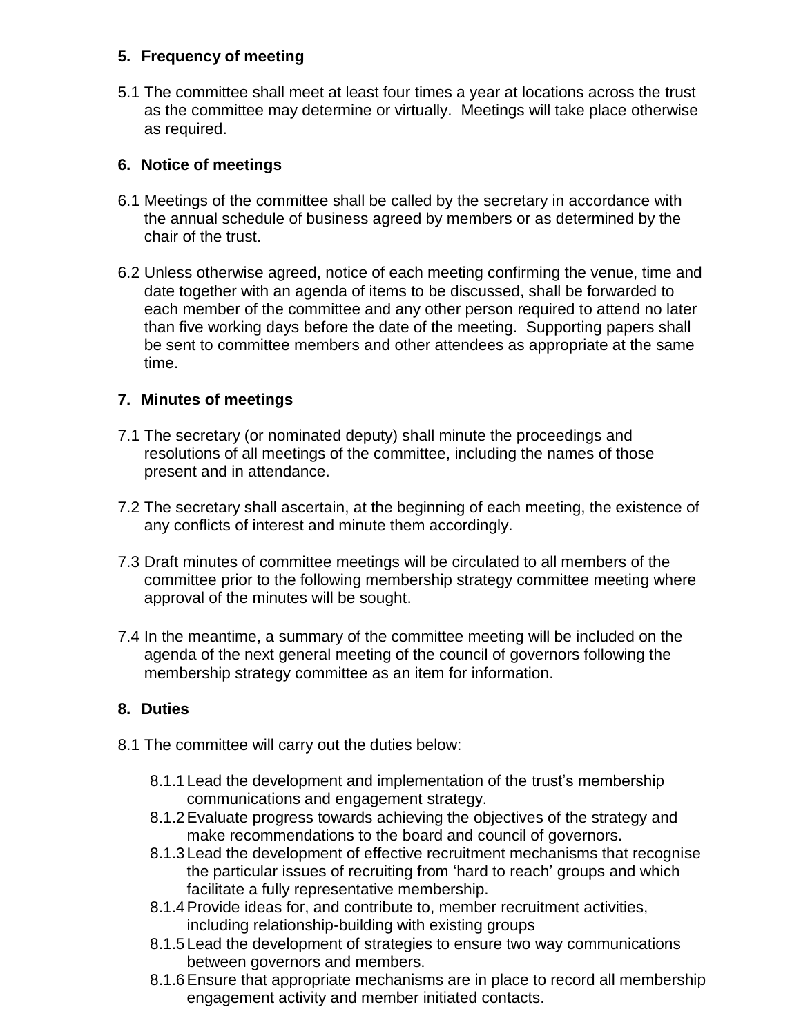## 5. Frequency of meeting

5.1 The committee shall meet at least four times a year at locations across the trust as the committee may determine or virtually. Meetings will take place otherwise as required.

## 6. Notice of meetings

6.1 Meetings of the committee shall be called by the secretary in accordance with the annual schedule of business agreed by members or as determined by the chair of the trust.

6.2 Unless otherwise agreed, notice of each meeting confirming the venue, time and date together with an agenda of items to be discussed, shall be forwarded to each member of the committee and any other person required to attend no later than five working days before the date of the meeting. Supporting papers shall be sent to committee members and other attendees as appropriate at the same time.

## 7. Minutes of meetings

7.1 The secretary (or nominated deputy) shall minute the proceedings and resolutions of all meetings of the committee, including the names of those present and in attendance.

7.2 The secretary shall ascertain, at the beginning of each meeting, the existence of any conflicts of interest and minute them accordingly.

7.3 Draft minutes of committee meetings will be circulated to all members of the committee prior to the following membership strategy committee meeting where approval of the minutes will be sought.

7.4 In the meantime, a summary of the committee meeting will be included on the agenda of the next general meeting of the council of governors following the membership strategy committee as an item for information.

## 8. Duties

8.1 The committee will carry out the duties below:

- 8.1.1 Lead the development and implementation of the trust's membership communications and engagement strategy.
- 8.1.2 Evaluate progress towards achieving the objectives of the strategy and make recommendations to the board and council of governors.
- 8.1.3 Lead the development of effective recruitment mechanisms that recognise the particular issues of recruiting from 'hard to reach' groups and which facilitate a fully representative membership.
- 8.1.4 Provide ideas for, and contribute to, member recruitment activities, including relationship-building with existing groups
- 8.1.5 Lead the development of strategies to ensure two way communications between governors and members.
- 8.1.6 Ensure that appropriate mechanisms are in place to record all membership engagement activity and member initiated contacts.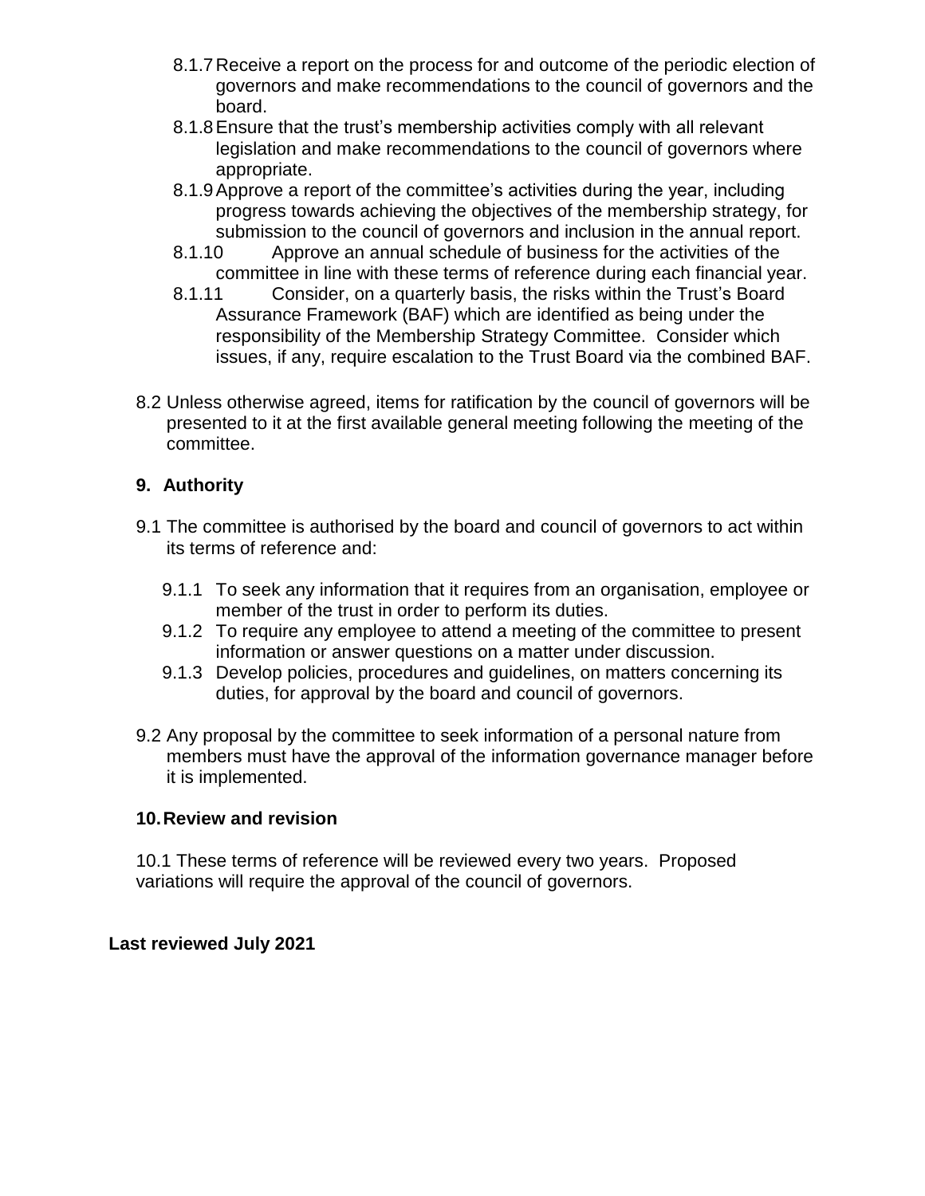- 8.1.7 Receive a report on the process for and outcome of the periodic election of governors and make recommendations to the council of governors and the board.
- 8.1.8 Ensure that the trust's membership activities comply with all relevant legislation and make recommendations to the council of governors where appropriate.
- 8.1.9 Approve a report of the committee's activities during the year, including progress towards achieving the objectives of the membership strategy, for submission to the council of governors and inclusion in the annual report.
- 8.1.10 Approve an annual schedule of business for the activities of the committee in line with these terms of reference during each financial year.
- 8.1.11 Consider, on a quarterly basis, the risks within the Trust's Board Assurance Framework (BAF) which are identified as being under the responsibility of the Membership Strategy Committee. Consider which issues, if any, require escalation to the Trust Board via the combined BAF.

8.2 Unless otherwise agreed, items for ratification by the council of governors will be presented to it at the first available general meeting following the meeting of the committee.

## 9. Authority

9.1 The committee is authorised by the board and council of governors to act within its terms of reference and:

- 9.1.1 To seek any information that it requires from an organisation, employee or member of the trust in order to perform its duties.
- 9.1.2 To require any employee to attend a meeting of the committee to present information or answer questions on a matter under discussion.
- 9.1.3 Develop policies, procedures and guidelines, on matters concerning its duties, for approval by the board and council of governors.

9.2 Any proposal by the committee to seek information of a personal nature from members must have the approval of the information governance manager before it is implemented.

## 10. Review and revision

10.1 These terms of reference will be reviewed every two years. Proposed variations will require the approval of the council of governors.

**Last reviewed July 2021**